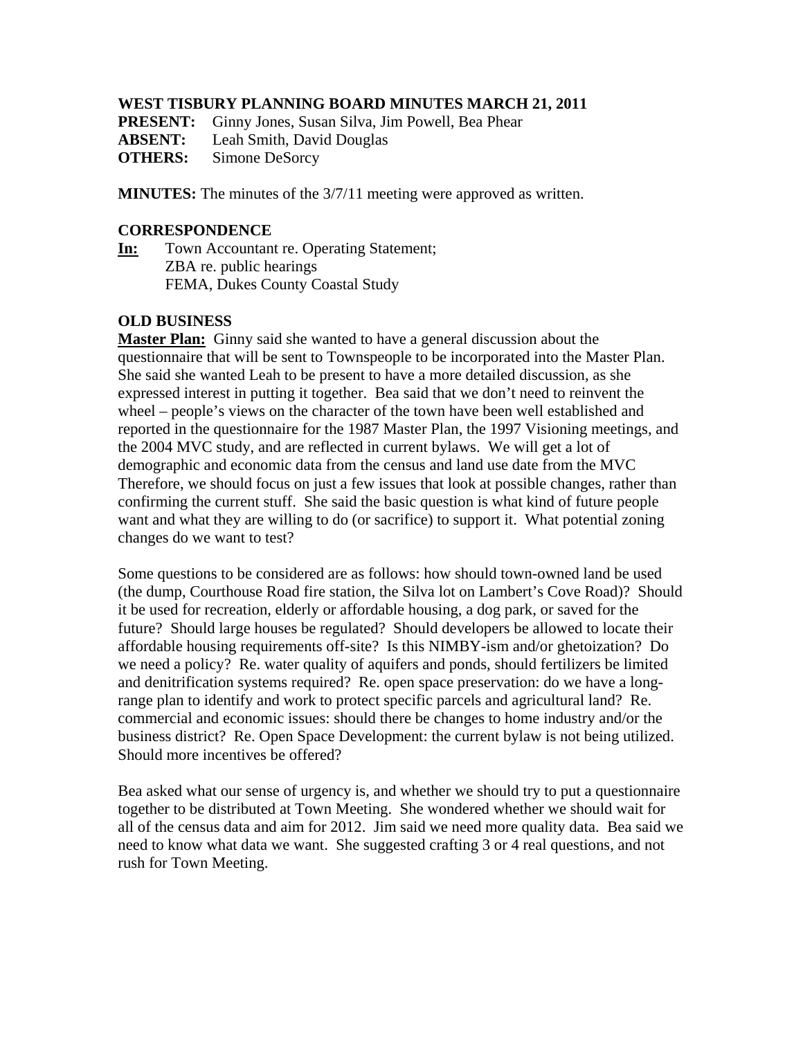**WEST TISBURY PLANNING BOARD MINUTES MARCH 21, 2011**

**PRESENT:** Ginny Jones, Susan Silva, Jim Powell, Bea Phear
**ABSENT:** Leah Smith, David Douglas
**OTHERS:** Simone DeSorcy

**MINUTES:** The minutes of the 3/7/11 meeting were approved as written.

**CORRESPONDENCE**

**In:** Town Accountant re. Operating Statement;
ZBA re. public hearings
FEMA, Dukes County Coastal Study

**OLD BUSINESS**

**Master Plan:** Ginny said she wanted to have a general discussion about the questionnaire that will be sent to Townspeople to be incorporated into the Master Plan. She said she wanted Leah to be present to have a more detailed discussion, as she expressed interest in putting it together. Bea said that we don't need to reinvent the wheel – people's views on the character of the town have been well established and reported in the questionnaire for the 1987 Master Plan, the 1997 Visioning meetings, and the 2004 MVC study, and are reflected in current bylaws. We will get a lot of demographic and economic data from the census and land use date from the MVC Therefore, we should focus on just a few issues that look at possible changes, rather than confirming the current stuff. She said the basic question is what kind of future people want and what they are willing to do (or sacrifice) to support it. What potential zoning changes do we want to test?

Some questions to be considered are as follows: how should town-owned land be used (the dump, Courthouse Road fire station, the Silva lot on Lambert's Cove Road)? Should it be used for recreation, elderly or affordable housing, a dog park, or saved for the future? Should large houses be regulated? Should developers be allowed to locate their affordable housing requirements off-site? Is this NIMBY-ism and/or ghetoization? Do we need a policy? Re. water quality of aquifers and ponds, should fertilizers be limited and denitrification systems required? Re. open space preservation: do we have a long-range plan to identify and work to protect specific parcels and agricultural land? Re. commercial and economic issues: should there be changes to home industry and/or the business district? Re. Open Space Development: the current bylaw is not being utilized. Should more incentives be offered?

Bea asked what our sense of urgency is, and whether we should try to put a questionnaire together to be distributed at Town Meeting. She wondered whether we should wait for all of the census data and aim for 2012. Jim said we need more quality data. Bea said we need to know what data we want. She suggested crafting 3 or 4 real questions, and not rush for Town Meeting.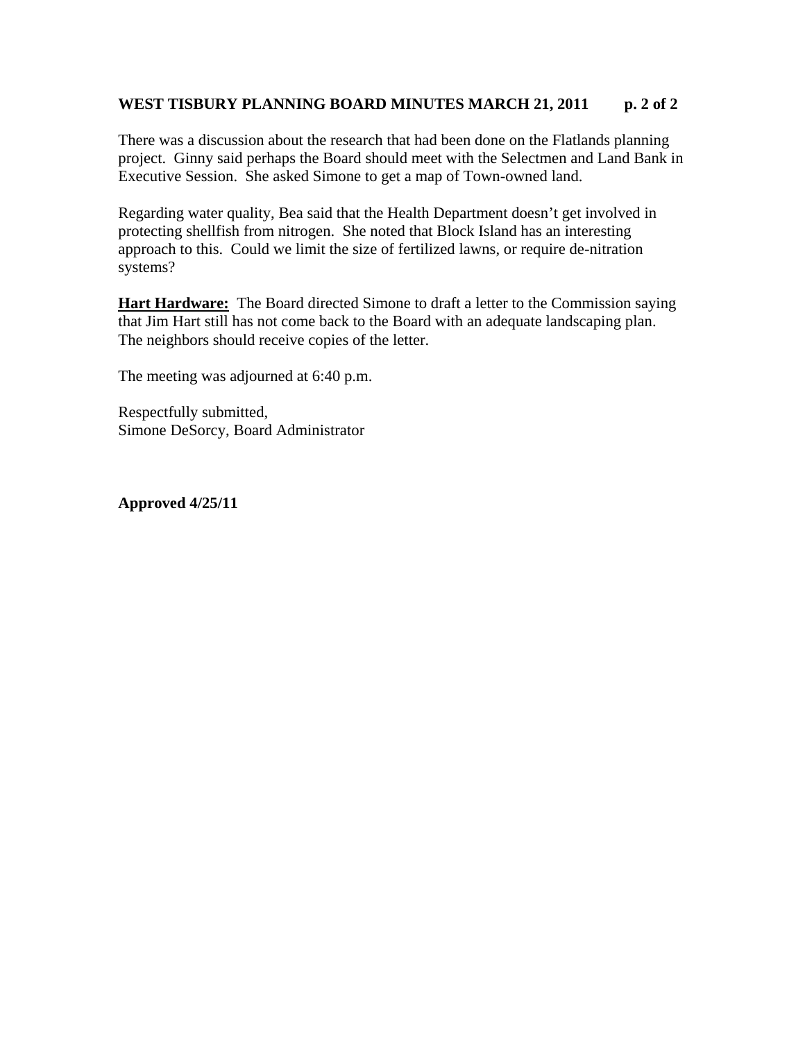There was a discussion about the research that had been done on the Flatlands planning project. Ginny said perhaps the Board should meet with the Selectmen and Land Bank in Executive Session. She asked Simone to get a map of Town-owned land.

Regarding water quality, Bea said that the Health Department doesn't get involved in protecting shellfish from nitrogen. She noted that Block Island has an interesting approach to this. Could we limit the size of fertilized lawns, or require de-nitration systems?

**Hart Hardware:** The Board directed Simone to draft a letter to the Commission saying that Jim Hart still has not come back to the Board with an adequate landscaping plan. The neighbors should receive copies of the letter.

The meeting was adjourned at 6:40 p.m.

Respectfully submitted,
Simone DeSorcy, Board Administrator

**Approved 4/25/11**